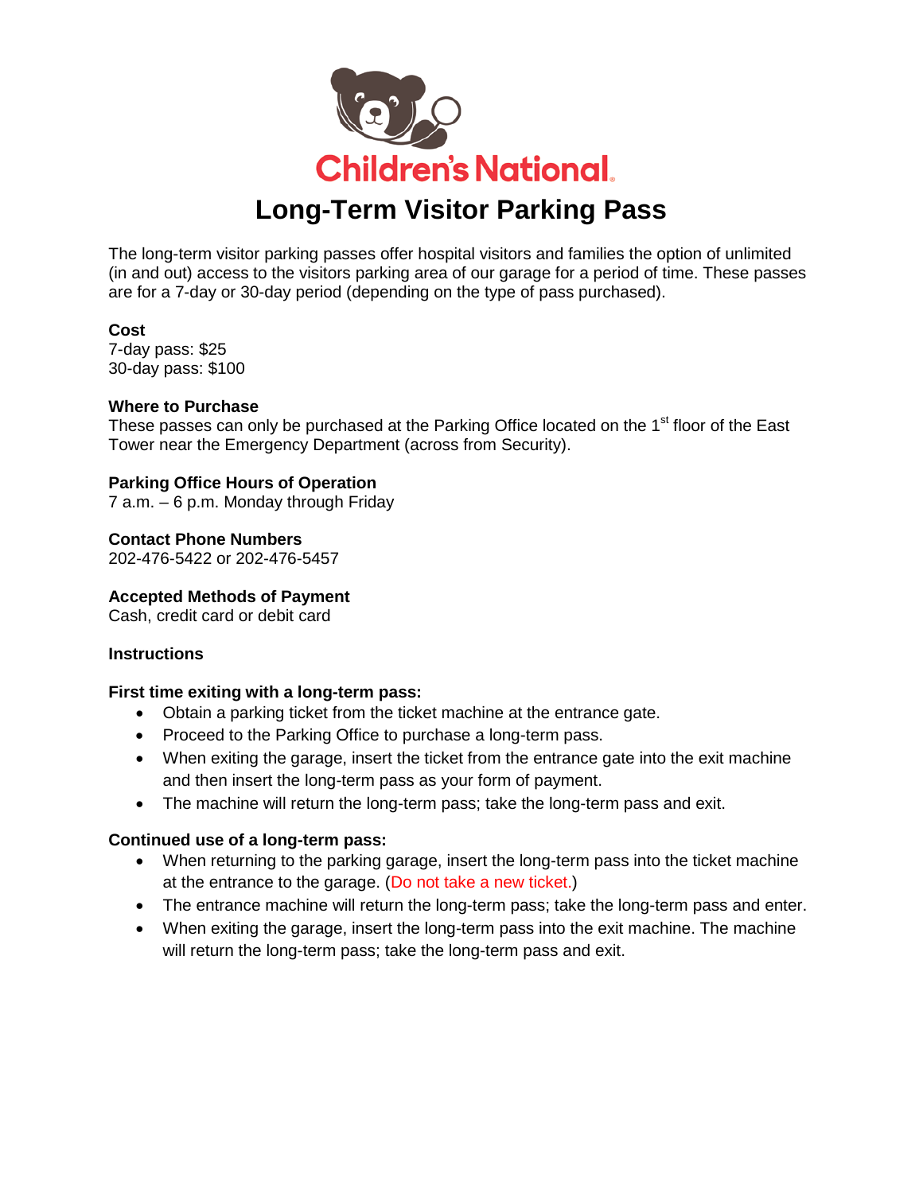Children's National

# Long-Term Visitor Parking Pass

The long-term visitor parking passes offer hospital visitors and families the option of unlimited (in and out) access to the visitors parking area of our garage for a period of time. These passes are for a 7-day or 30-day period (depending on the type of pass purchased).

**Cost**
7-day pass: $25
30-day pass: $100

**Where to Purchase**
These passes can only be purchased at the Parking Office located on the 1st floor of the East Tower near the Emergency Department (across from Security).

**Parking Office Hours of Operation**
7 a.m. – 6 p.m. Monday through Friday

**Contact Phone Numbers**
202-476-5422 or 202-476-5457

**Accepted Methods of Payment**
Cash, credit card or debit card

**Instructions**

**First time exiting with a long-term pass:**

- Obtain a parking ticket from the ticket machine at the entrance gate.
- Proceed to the Parking Office to purchase a long-term pass.
- When exiting the garage, insert the ticket from the entrance gate into the exit machine and then insert the long-term pass as your form of payment.
- The machine will return the long-term pass; take the long-term pass and exit.

**Continued use of a long-term pass:**

- When returning to the parking garage, insert the long-term pass into the ticket machine at the entrance to the garage. (Do not take a new ticket.)
- The entrance machine will return the long-term pass; take the long-term pass and enter.
- When exiting the garage, insert the long-term pass into the exit machine. The machine will return the long-term pass; take the long-term pass and exit.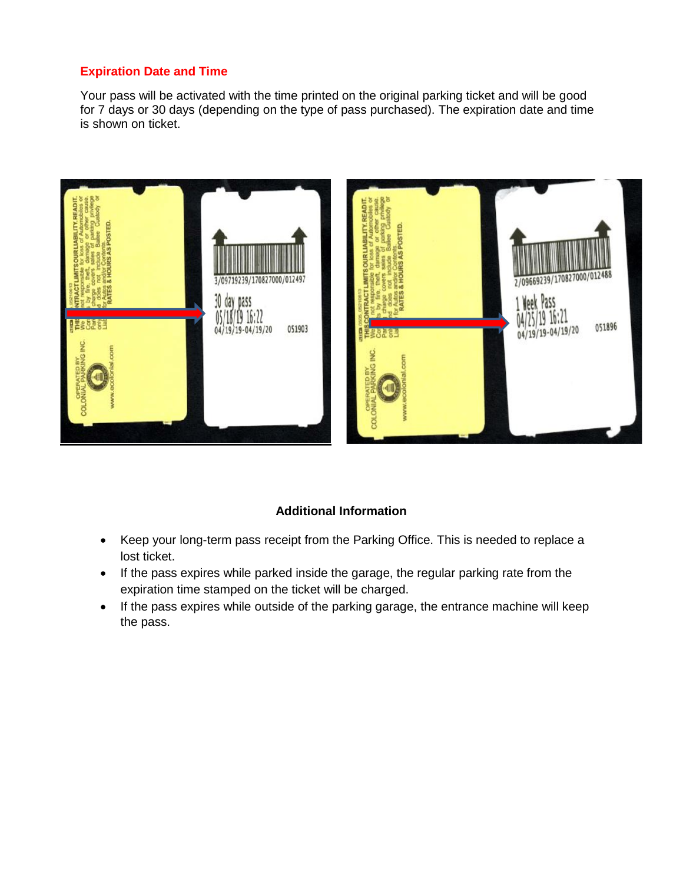## Expiration Date and Time

Your pass will be activated with the time printed on the original parking ticket and will be good for 7 days or 30 days (depending on the type of pass purchased). The expiration date and time is shown on ticket.

### Additional Information

- Keep your long-term pass receipt from the Parking Office. This is needed to replace a lost ticket.
- If the pass expires while parked inside the garage, the regular parking rate from the expiration time stamped on the ticket will be charged.
- If the pass expires while outside of the parking garage, the entrance machine will keep the pass.